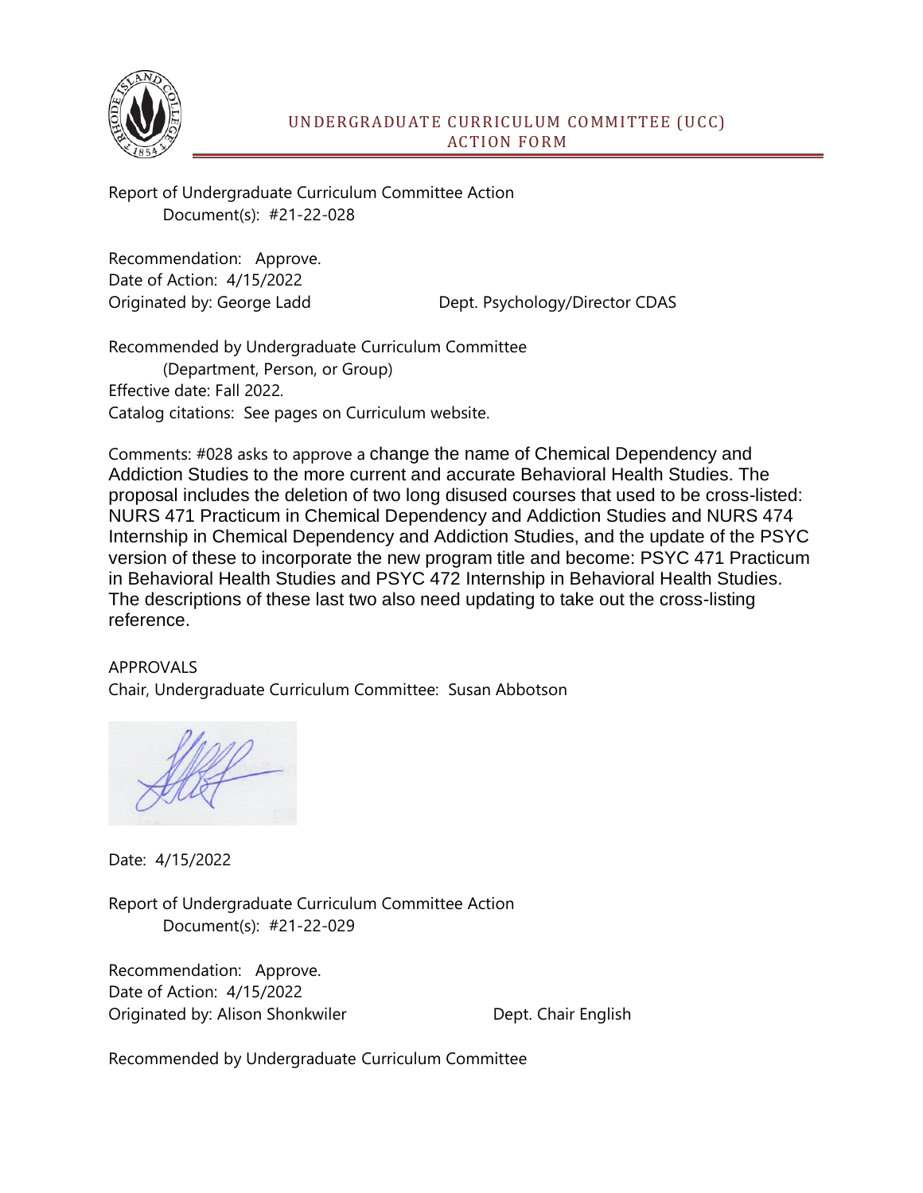## UNDERGRADUATE CURRICULUM COMMITTEE (UCC) ACTION FORM

Report of Undergraduate Curriculum Committee Action
Document(s): #21-22-028

Recommendation: Approve.
Date of Action: 4/15/2022
Originated by: George Ladd Dept. Psychology/Director CDAS

Recommended by Undergraduate Curriculum Committee
(Department, Person, or Group)
Effective date: Fall 2022.
Catalog citations: See pages on Curriculum website.

Comments: #028 asks to approve a change the name of Chemical Dependency and Addiction Studies to the more current and accurate Behavioral Health Studies. The proposal includes the deletion of two long disused courses that used to be cross-listed: NURS 471 Practicum in Chemical Dependency and Addiction Studies and NURS 474 Internship in Chemical Dependency and Addiction Studies, and the update of the PSYC version of these to incorporate the new program title and become: PSYC 471 Practicum in Behavioral Health Studies and PSYC 472 Internship in Behavioral Health Studies. The descriptions of these last two also need updating to take out the cross-listing reference.

APPROVALS
Chair, Undergraduate Curriculum Committee: Susan Abbotson

Date: 4/15/2022

Report of Undergraduate Curriculum Committee Action
Document(s): #21-22-029

Recommendation: Approve.
Date of Action: 4/15/2022
Originated by: Alison Shonkwiler Dept. Chair English

Recommended by Undergraduate Curriculum Committee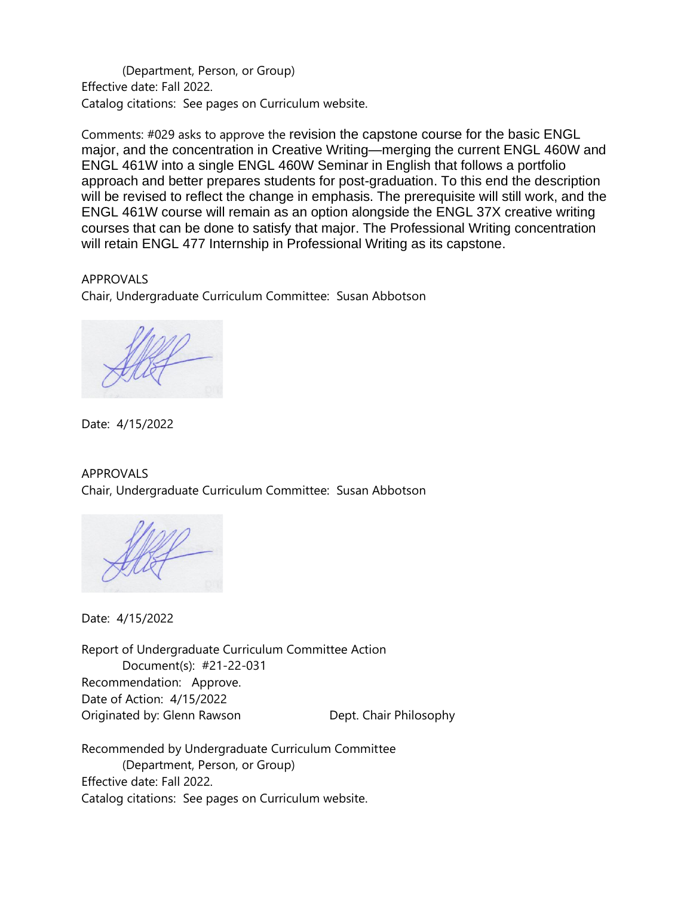(Department, Person, or Group)
Effective date: Fall 2022.
Catalog citations: See pages on Curriculum website.

Comments: #029 asks to approve the revision the capstone course for the basic ENGL major, and the concentration in Creative Writing—merging the current ENGL 460W and ENGL 461W into a single ENGL 460W Seminar in English that follows a portfolio approach and better prepares students for post-graduation. To this end the description will be revised to reflect the change in emphasis. The prerequisite will still work, and the ENGL 461W course will remain as an option alongside the ENGL 37X creative writing courses that can be done to satisfy that major. The Professional Writing concentration will retain ENGL 477 Internship in Professional Writing as its capstone.

APPROVALS
Chair, Undergraduate Curriculum Committee: Susan Abbotson

Date: 4/15/2022

APPROVALS
Chair, Undergraduate Curriculum Committee: Susan Abbotson

Date: 4/15/2022

Report of Undergraduate Curriculum Committee Action
Document(s): #21-22-031
Recommendation: Approve.
Date of Action: 4/15/2022
Originated by: Glenn Rawson Dept. Chair Philosophy

Recommended by Undergraduate Curriculum Committee
(Department, Person, or Group)
Effective date: Fall 2022.
Catalog citations: See pages on Curriculum website.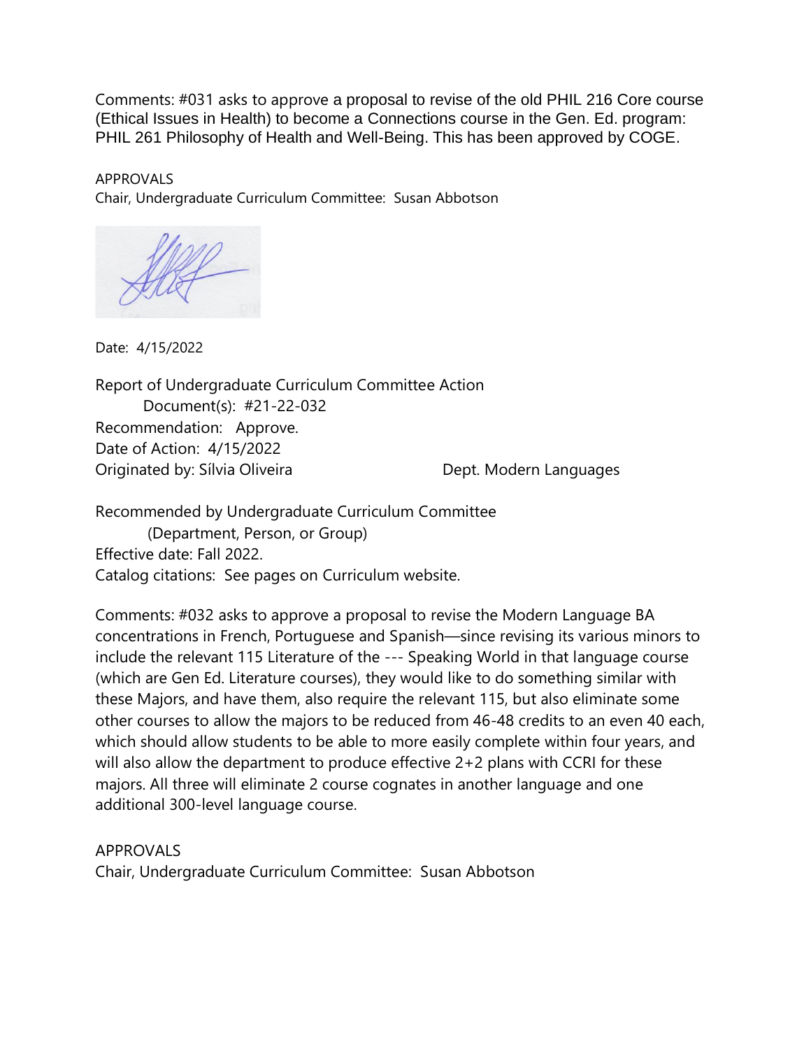Comments: #031 asks to approve a proposal to revise of the old PHIL 216 Core course (Ethical Issues in Health) to become a Connections course in the Gen. Ed. program: PHIL 261 Philosophy of Health and Well-Being. This has been approved by COGE.

APPROVALS
Chair, Undergraduate Curriculum Committee: Susan Abbotson

Date: 4/15/2022

Report of Undergraduate Curriculum Committee Action
Document(s): #21-22-032
Recommendation: Approve.
Date of Action: 4/15/2022
Originated by: Sílvia Oliveira Dept. Modern Languages

Recommended by Undergraduate Curriculum Committee
(Department, Person, or Group)
Effective date: Fall 2022.
Catalog citations: See pages on Curriculum website.

Comments: #032 asks to approve a proposal to revise the Modern Language BA concentrations in French, Portuguese and Spanish—since revising its various minors to include the relevant 115 Literature of the --- Speaking World in that language course (which are Gen Ed. Literature courses), they would like to do something similar with these Majors, and have them, also require the relevant 115, but also eliminate some other courses to allow the majors to be reduced from 46-48 credits to an even 40 each, which should allow students to be able to more easily complete within four years, and will also allow the department to produce effective 2+2 plans with CCRI for these majors. All three will eliminate 2 course cognates in another language and one additional 300-level language course.

APPROVALS
Chair, Undergraduate Curriculum Committee: Susan Abbotson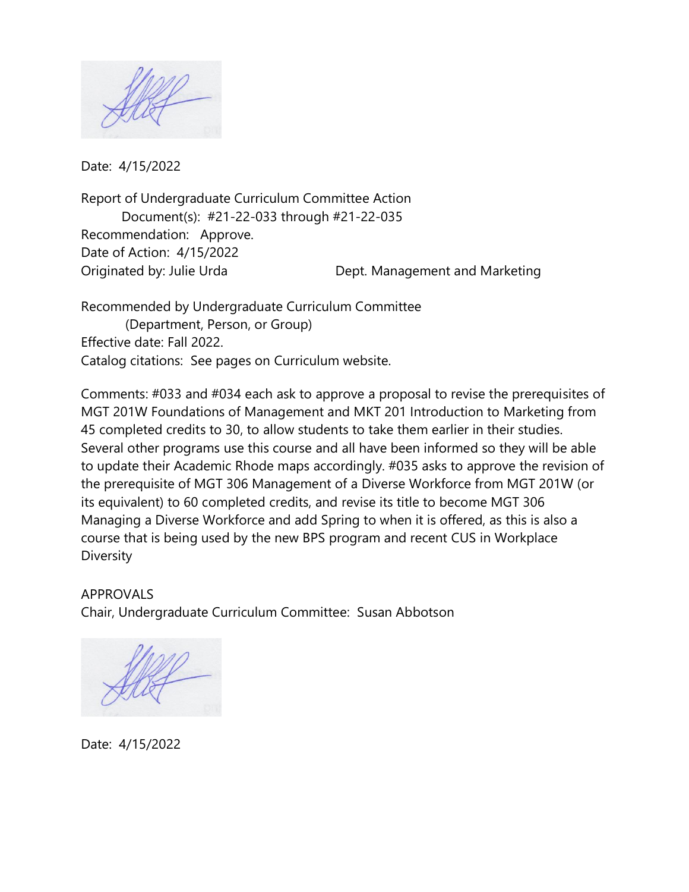Date: 4/15/2022

Report of Undergraduate Curriculum Committee Action

Document(s): #21-22-033 through #21-22-035

Recommendation: Approve.

Date of Action: 4/15/2022

Originated by: Julie Urda Dept. Management and Marketing

Recommended by Undergraduate Curriculum Committee

(Department, Person, or Group)

Effective date: Fall 2022.

Catalog citations: See pages on Curriculum website.

Comments: #033 and #034 each ask to approve a proposal to revise the prerequisites of MGT 201W Foundations of Management and MKT 201 Introduction to Marketing from 45 completed credits to 30, to allow students to take them earlier in their studies. Several other programs use this course and all have been informed so they will be able to update their Academic Rhode maps accordingly. #035 asks to approve the revision of the prerequisite of MGT 306 Management of a Diverse Workforce from MGT 201W (or its equivalent) to 60 completed credits, and revise its title to become MGT 306 Managing a Diverse Workforce and add Spring to when it is offered, as this is also a course that is being used by the new BPS program and recent CUS in Workplace Diversity

APPROVALS

Chair, Undergraduate Curriculum Committee: Susan Abbotson

Date: 4/15/2022